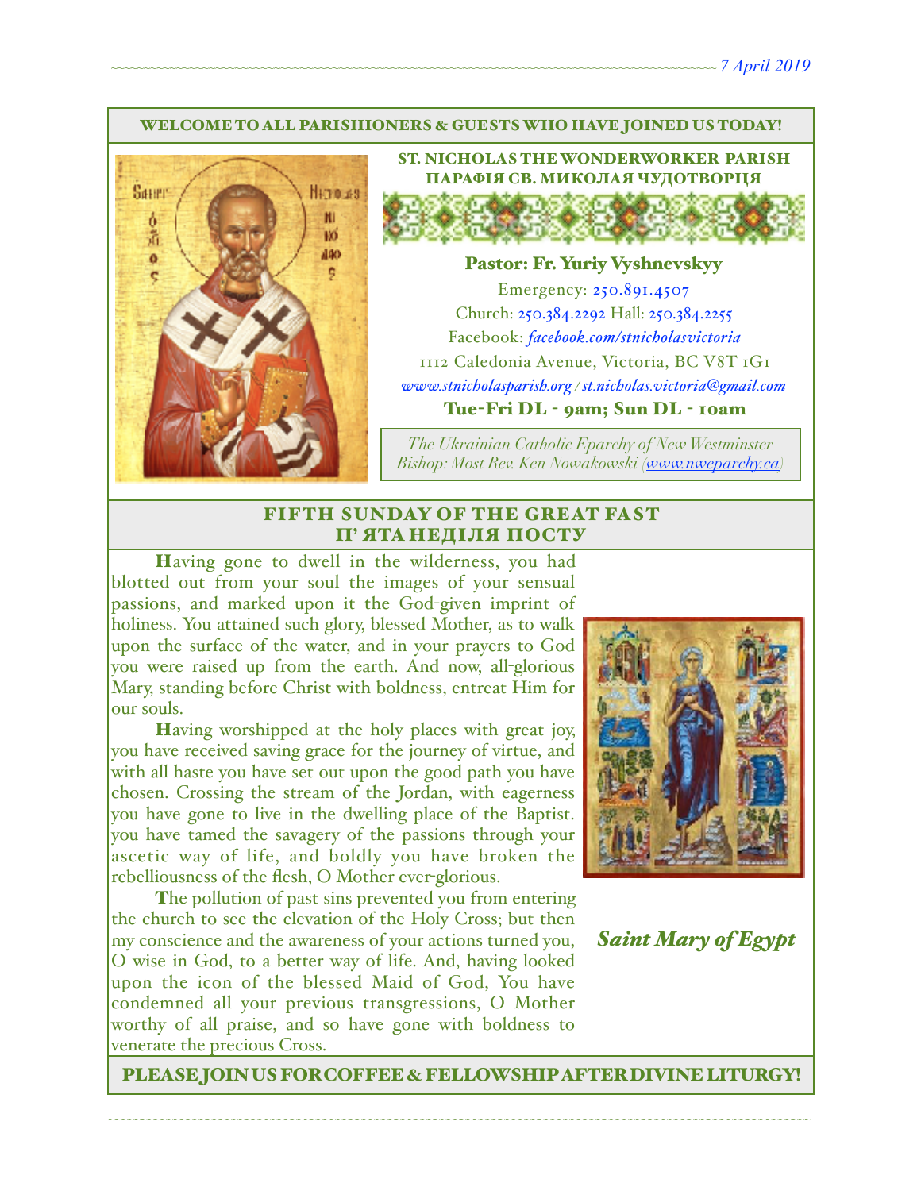*7 April 2019*

WELCOME TO ALL PARISHIONERS & GUESTS WHO HAVE JOINED US TODAY!

## ST. NICHOLAS THE WONDERWORKER PARISH
## ПАРАФІЯ СВ. МИКОЛАЯ ЧУДОТВОРЦЯ

**Pastor: Fr. Yuriy Vyshnevskyy**

Emergency: 250.891.4507

Church: 250.384.2292 Hall: 250.384.2255

Facebook: *facebook.com/stnicholasvictoria*

1112 Caledonia Avenue, Victoria, BC V8T 1G1

*www.stnicholasparish.org / st.nicholas.victoria@gmail.com*

**Tue-Fri DL - 9am; Sun DL - 10am**

*The Ukrainian Catholic Eparchy of New Westminster*
*Bishop: Most Rev. Ken Nowakowski (www.nweparchy.ca)*

## FIFTH SUNDAY OF THE GREAT FAST
## П' ЯТА НЕДІЛЯ ПОСТУ

**H**aving gone to dwell in the wilderness, you had blotted out from your soul the images of your sensual passions, and marked upon it the God-given imprint of holiness. You attained such glory, blessed Mother, as to walk upon the surface of the water, and in your prayers to God you were raised up from the earth. And now, all-glorious Mary, standing before Christ with boldness, entreat Him for our souls.

**H**aving worshipped at the holy places with great joy, you have received saving grace for the journey of virtue, and with all haste you have set out upon the good path you have chosen. Crossing the stream of the Jordan, with eagerness you have gone to live in the dwelling place of the Baptist. you have tamed the savagery of the passions through your ascetic way of life, and boldly you have broken the rebelliousness of the flesh, O Mother ever-glorious.

**T**he pollution of past sins prevented you from entering the church to see the elevation of the Holy Cross; but then my conscience and the awareness of your actions turned you, O wise in God, to a better way of life. And, having looked upon the icon of the blessed Maid of God, You have condemned all your previous transgressions, O Mother worthy of all praise, and so have gone with boldness to venerate the precious Cross.

*Saint Mary of Egypt*

PLEASE JOIN US FOR COFFEE & FELLOWSHIP AFTER DIVINE LITURGY!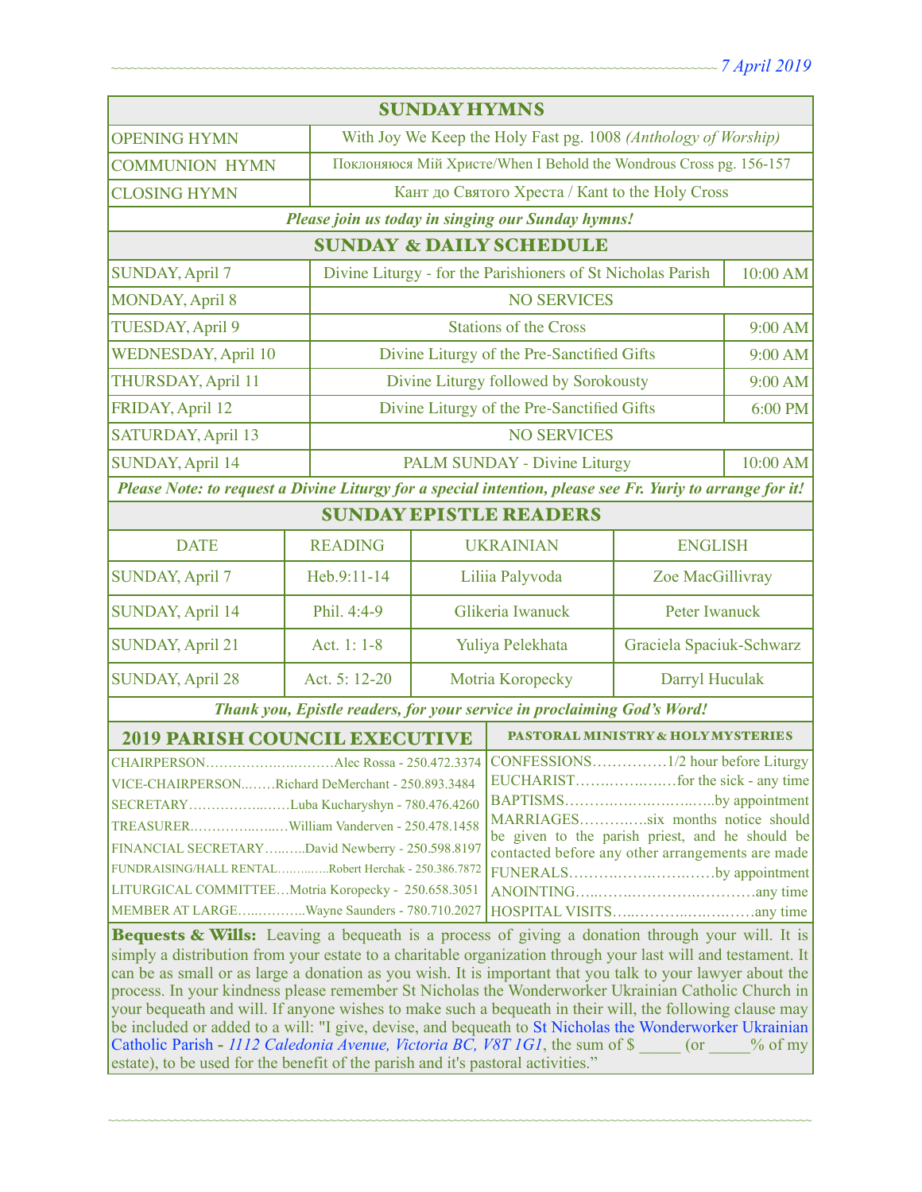*7 April 2019*

## SUNDAY HYMNS

| | |
|---|---|
| OPENING HYMN | With Joy We Keep the Holy Fast pg. 1008 *(Anthology of Worship)* |
| COMMUNION HYMN | Поклоняюся Мій Христе/When I Behold the Wondrous Cross pg. 156-157 |
| CLOSING HYMN | Кант до Святого Хреста / Kant to the Holy Cross |

***Please join us today in singing our Sunday hymns!***

## SUNDAY & DAILY SCHEDULE

| | | |
|---|---|---|
| SUNDAY, April 7 | Divine Liturgy - for the Parishioners of St Nicholas Parish | 10:00 AM |
| MONDAY, April 8 | NO SERVICES | |
| TUESDAY, April 9 | Stations of the Cross | 9:00 AM |
| WEDNESDAY, April 10 | Divine Liturgy of the Pre-Sanctified Gifts | 9:00 AM |
| THURSDAY, April 11 | Divine Liturgy followed by Sorokousty | 9:00 AM |
| FRIDAY, April 12 | Divine Liturgy of the Pre-Sanctified Gifts | 6:00 PM |
| SATURDAY, April 13 | NO SERVICES | |
| SUNDAY, April 14 | PALM SUNDAY - Divine Liturgy | 10:00 AM |

***Please Note: to request a Divine Liturgy for a special intention, please see Fr. Yuriy to arrange for it!***

## SUNDAY EPISTLE READERS

| DATE | READING | UKRAINIAN | ENGLISH |
|---|---|---|---|
| SUNDAY, April 7 | Heb.9:11-14 | Liliia Palyvoda | Zoe MacGillivray |
| SUNDAY, April 14 | Phil. 4:4-9 | Glikeria Iwanuck | Peter Iwanuck |
| SUNDAY, April 21 | Act. 1: 1-8 | Yuliya Pelekhata | Graciela Spaciuk-Schwarz |
| SUNDAY, April 28 | Act. 5: 12-20 | Motria Koropecky | Darryl Huculak |

***Thank you, Epistle readers, for your service in proclaiming God's Word!***

## 2019 PARISH COUNCIL EXECUTIVE

- CHAIRPERSON…………………………Alec Rossa - 250.472.3374
- VICE-CHAIRPERSON……Richard DeMerchant - 250.893.3484
- SECRETARY………………Luba Kucharyshyn - 780.476.4260
- TREASURER………………William Vanderven - 250.478.1458
- FINANCIAL SECRETARY………David Newberry - 250.598.8197
- FUNDRAISING/HALL RENTAL…………Robert Herchak - 250.386.7872
- LITURGICAL COMMITTEE…Motria Koropecky - 250.658.3051
- MEMBER AT LARGE…………Wayne Saunders - 780.710.2027

## PASTORAL MINISTRY & HOLY MYSTERIES

- CONFESSIONS……………1/2 hour before Liturgy
- EUCHARIST………………for the sick - any time
- BAPTISMS……………………………by appointment
- MARRIAGES…………six months notice should be given to the parish priest, and he should be contacted before any other arrangements are made
- FUNERALS…………………………by appointment
- ANOINTING……………………………any time
- HOSPITAL VISITS……………………any time

**Bequests & Wills:** Leaving a bequeath is a process of giving a donation through your will. It is simply a distribution from your estate to a charitable organization through your last will and testament. It can be as small or as large a donation as you wish. It is important that you talk to your lawyer about the process. In your kindness please remember St Nicholas the Wonderworker Ukrainian Catholic Church in your bequeath and will. If anyone wishes to make such a bequeath in their will, the following clause may be included or added to a will: "I give, devise, and bequeath to St Nicholas the Wonderworker Ukrainian Catholic Parish - *1112 Caledonia Avenue, Victoria BC, V8T 1G1*, the sum of $ _____ (or _____% of my estate), to be used for the benefit of the parish and it's pastoral activities."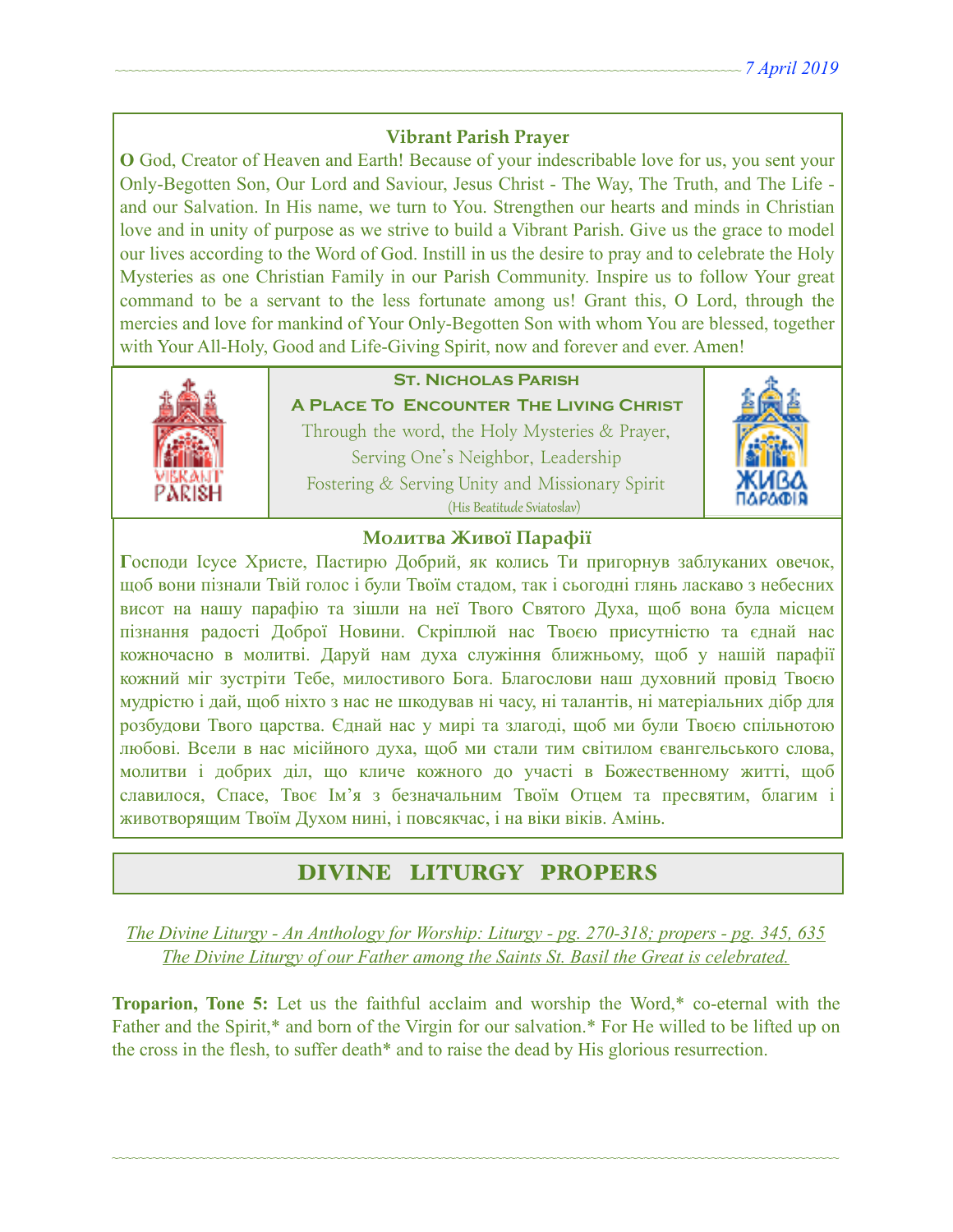### Vibrant Parish Prayer

**O** God, Creator of Heaven and Earth! Because of your indescribable love for us, you sent your Only-Begotten Son, Our Lord and Saviour, Jesus Christ - The Way, The Truth, and The Life - and our Salvation. In His name, we turn to You. Strengthen our hearts and minds in Christian love and in unity of purpose as we strive to build a Vibrant Parish. Give us the grace to model our lives according to the Word of God. Instill in us the desire to pray and to celebrate the Holy Mysteries as one Christian Family in our Parish Community. Inspire us to follow Your great command to be a servant to the less fortunate among us! Grant this, O Lord, through the mercies and love for mankind of Your Only-Begotten Son with whom You are blessed, together with Your All-Holy, Good and Life-Giving Spirit, now and forever and ever. Amen!

**St. Nicholas Parish**

**A Place To Encounter The Living Christ**

Through the word, the Holy Mysteries & Prayer,
Serving One's Neighbor, Leadership
Fostering & Serving Unity and Missionary Spirit
(His Beatitude Sviatoslav)

### Молитва Живої Парафії

**Г**осподи Ісусе Христе, Пастирю Добрий, як колись Ти пригорнув заблуканих овечок, щоб вони пізнали Твій голос і були Твоїм стадом, так і сьогодні глянь ласкаво з небесних висот на нашу парафію та зішли на неї Твого Святого Духа, щоб вона була місцем пізнання радості Доброї Новини. Скріплюй нас Твоєю присутністю та єднай нас кожночасно в молитві. Даруй нам духа служіння ближньому, щоб у нашій парафії кожний міг зустріти Тебе, милостивого Бога. Благослови наш духовний провід Твоєю мудрістю і дай, щоб ніхто з нас не шкодував ні часу, ні талантів, ні матеріальних дібр для розбудови Твого царства. Єднай нас у мирі та злагоді, щоб ми були Твоєю спільнотою любові. Всели в нас місійного духа, щоб ми стали тим світилом євангельського слова, молитви і добрих діл, що кличе кожного до участі в Божественному житті, щоб славилося, Спасе, Твоє Ім'я з безначальним Твоїм Отцем та пресвятим, благим і животворящим Твоїм Духом нині, і повсякчас, і на віки віків. Амінь.

## DIVINE LITURGY PROPERS

*The Divine Liturgy - An Anthology for Worship: Liturgy - pg. 270-318; propers - pg. 345, 635*
*The Divine Liturgy of our Father among the Saints St. Basil the Great is celebrated.*

**Troparion, Tone 5:** Let us the faithful acclaim and worship the Word,* co-eternal with the Father and the Spirit,* and born of the Virgin for our salvation.* For He willed to be lifted up on the cross in the flesh, to suffer death* and to raise the dead by His glorious resurrection.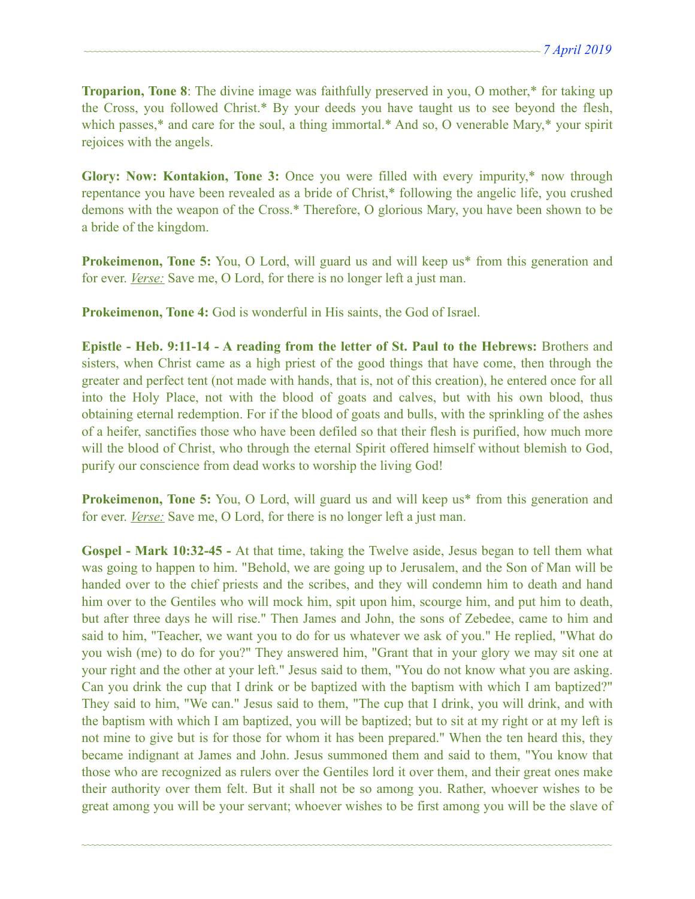**Troparion, Tone 8**: The divine image was faithfully preserved in you, O mother,* for taking up the Cross, you followed Christ.* By your deeds you have taught us to see beyond the flesh, which passes,* and care for the soul, a thing immortal.* And so, O venerable Mary,* your spirit rejoices with the angels.

**Glory: Now: Kontakion, Tone 3:** Once you were filled with every impurity,* now through repentance you have been revealed as a bride of Christ,* following the angelic life, you crushed demons with the weapon of the Cross.* Therefore, O glorious Mary, you have been shown to be a bride of the kingdom.

**Prokeimenon, Tone 5:** You, O Lord, will guard us and will keep us* from this generation and for ever. *Verse:* Save me, O Lord, for there is no longer left a just man.

**Prokeimenon, Tone 4:** God is wonderful in His saints, the God of Israel.

**Epistle - Heb. 9:11-14 - A reading from the letter of St. Paul to the Hebrews:** Brothers and sisters, when Christ came as a high priest of the good things that have come, then through the greater and perfect tent (not made with hands, that is, not of this creation), he entered once for all into the Holy Place, not with the blood of goats and calves, but with his own blood, thus obtaining eternal redemption. For if the blood of goats and bulls, with the sprinkling of the ashes of a heifer, sanctifies those who have been defiled so that their flesh is purified, how much more will the blood of Christ, who through the eternal Spirit offered himself without blemish to God, purify our conscience from dead works to worship the living God!

**Prokeimenon, Tone 5:** You, O Lord, will guard us and will keep us* from this generation and for ever. *Verse:* Save me, O Lord, for there is no longer left a just man.

**Gospel - Mark 10:32-45 -** At that time, taking the Twelve aside, Jesus began to tell them what was going to happen to him. "Behold, we are going up to Jerusalem, and the Son of Man will be handed over to the chief priests and the scribes, and they will condemn him to death and hand him over to the Gentiles who will mock him, spit upon him, scourge him, and put him to death, but after three days he will rise." Then James and John, the sons of Zebedee, came to him and said to him, "Teacher, we want you to do for us whatever we ask of you." He replied, "What do you wish (me) to do for you?" They answered him, "Grant that in your glory we may sit one at your right and the other at your left." Jesus said to them, "You do not know what you are asking. Can you drink the cup that I drink or be baptized with the baptism with which I am baptized?" They said to him, "We can." Jesus said to them, "The cup that I drink, you will drink, and with the baptism with which I am baptized, you will be baptized; but to sit at my right or at my left is not mine to give but is for those for whom it has been prepared." When the ten heard this, they became indignant at James and John. Jesus summoned them and said to them, "You know that those who are recognized as rulers over the Gentiles lord it over them, and their great ones make their authority over them felt. But it shall not be so among you. Rather, whoever wishes to be great among you will be your servant; whoever wishes to be first among you will be the slave of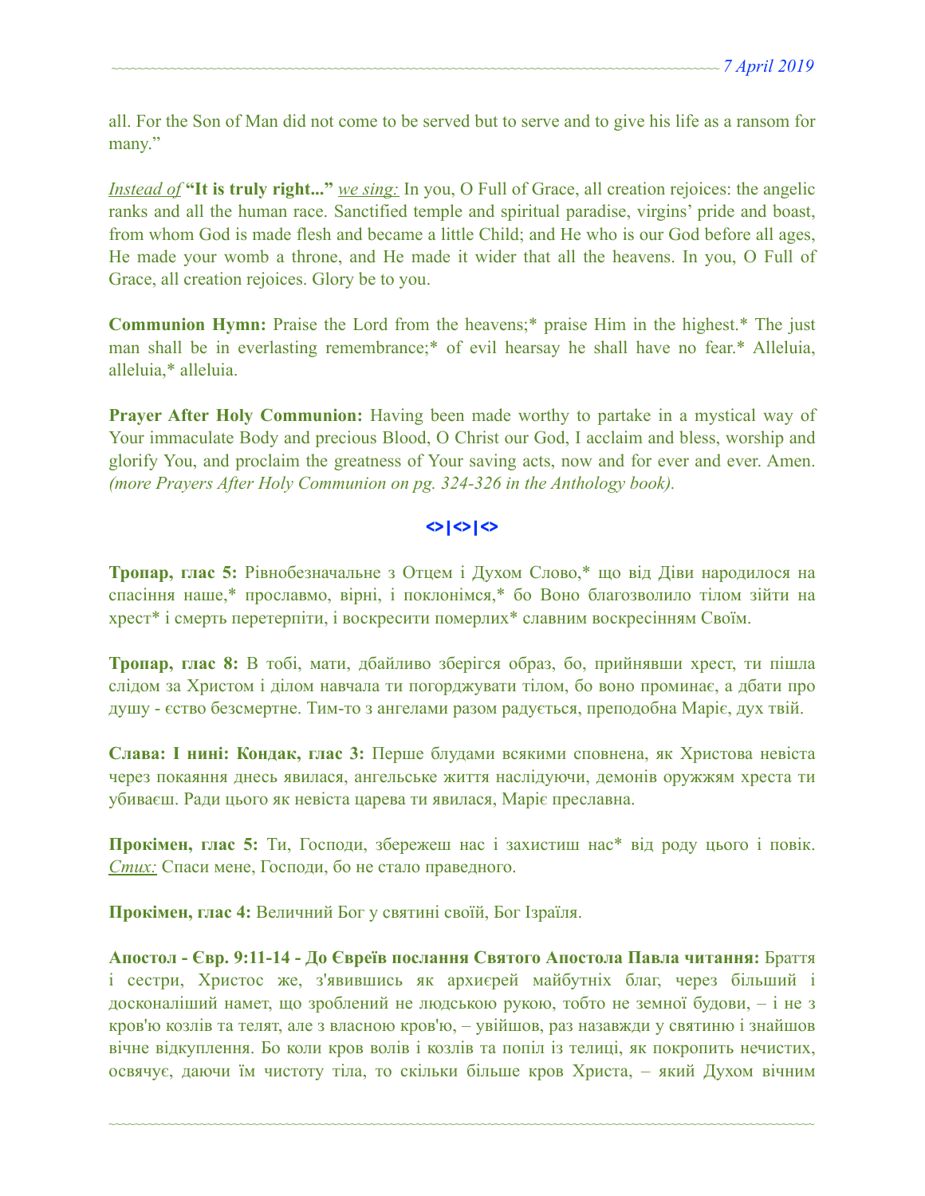all. For the Son of Man did not come to be served but to serve and to give his life as a ransom for many."

*Instead of* **"It is truly right..."** *we sing:* In you, O Full of Grace, all creation rejoices: the angelic ranks and all the human race. Sanctified temple and spiritual paradise, virgins' pride and boast, from whom God is made flesh and became a little Child; and He who is our God before all ages, He made your womb a throne, and He made it wider that all the heavens. In you, O Full of Grace, all creation rejoices. Glory be to you.

**Communion Hymn:** Praise the Lord from the heavens;* praise Him in the highest.* The just man shall be in everlasting remembrance;* of evil hearsay he shall have no fear.* Alleluia, alleluia,* alleluia.

**Prayer After Holy Communion:** Having been made worthy to partake in a mystical way of Your immaculate Body and precious Blood, O Christ our God, I acclaim and bless, worship and glorify You, and proclaim the greatness of Your saving acts, now and for ever and ever. Amen. *(more Prayers After Holy Communion on pg. 324-326 in the Anthology book).*

<>|<>|<>

**Тропар, глас 5:** Рівнобезначальне з Отцем і Духом Слово,* що від Діви народилося на спасіння наше,* прославмо, вірні, і поклонімся,* бо Воно благозволило тілом зійти на хрест* і смерть перетерпіти, і воскресити померлих* славним воскресінням Своїм.

**Тропар, глас 8:** В тобі, мати, дбайливо зберігся образ, бо, прийнявши хрест, ти пішла слідом за Христом і ділом навчала ти погорджувати тілом, бо воно проминає, а дбати про душу - єство безсмертне. Тим-то з ангелами разом радується, преподобна Маріє, дух твій.

**Слава: І нині: Кондак, глас 3:** Перше блудами всякими сповнена, як Христова невіста через покаяння днесь явилася, ангельське життя наслідуючи, демонів оружжям хреста ти убиваєш. Ради цього як невіста царева ти явилася, Маріє преславна.

**Прокімен, глас 5:** Ти, Господи, збережеш нас і захистиш нас* від роду цього і повік. *Стих:* Спаси мене, Господи, бо не стало праведного.

**Прокімен, глас 4:** Величний Бог у святині своїй, Бог Ізраїля.

**Апостол - Євр. 9:11-14 - До Євреїв послання Святого Апостола Павла читання:** Браття і сестри, Христос же, з'явившись як архиєрей майбутніх благ, через більший і досконаліший намет, що зроблений не людською рукою, тобто не земної будови, – і не з кров'ю козлів та телят, але з власною кров'ю, – увійшов, раз назавжди у святиню і знайшов вічне відкуплення. Бо коли кров волів і козлів та попіл із телиці, як покропить нечистих, освячує, даючи їм чистоту тіла, то скільки більше кров Христа, – який Духом вічним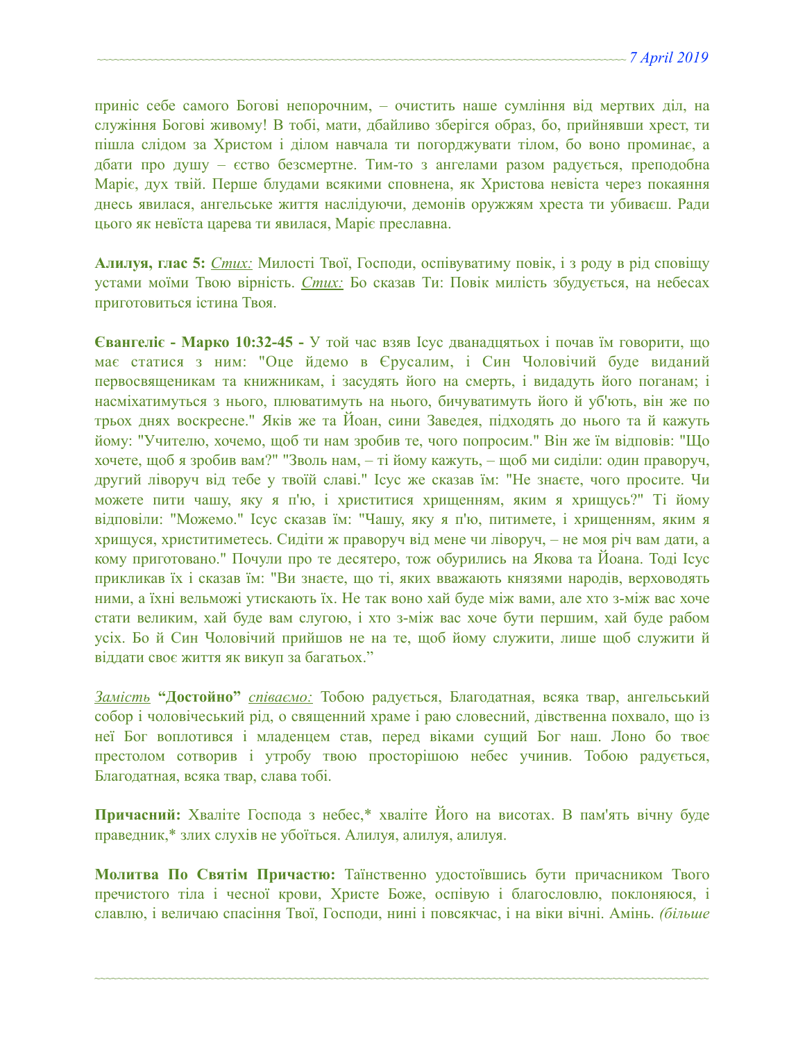приніс себе самого Богові непорочним, – очистить наше сумління від мертвих діл, на служіння Богові живому! В тобі, мати, дбайливо зберігся образ, бо, прийнявши хрест, ти пішла слідом за Христом і ділом навчала ти погорджувати тілом, бо воно проминає, а дбати про душу – єство безсмертне. Тим-то з ангелами разом радується, преподобна Маріє, дух твій. Перше блудами всякими сповнена, як Христова невіста через покаяння днесь явилася, ангельське життя наслідуючи, демонів оружжям хреста ти убиваєш. Ради цього як невіста царева ти явилася, Маріє преславна.

**Алилуя, глас 5:** *Стих:* Милості Твої, Господи, оспівуватиму повік, і з роду в рід сповіщу устами моїми Твою вірність. *Стих:* Бо сказав Ти: Повік милість збудується, на небесах приготовиться істина Твоя.

**Євангеліє - Марко 10:32-45 -** У той час взяв Ісус дванадцятьох і почав їм говорити, що має статися з ним: "Оце йдемо в Єрусалим, і Син Чоловічий буде виданий первосвященикам та книжникам, і засудять його на смерть, і видадуть його поганам; і насміхатимуться з нього, плюватимуть на нього, бичуватимуть його й уб'ють, він же по трьох днях воскресне." Яків же та Йоан, сини Заведея, підходять до нього та й кажуть йому: "Учителю, хочемо, щоб ти нам зробив те, чого попросим." Він же їм відповів: "Що хочете, щоб я зробив вам?" "Зволь нам, – ті йому кажуть, – щоб ми сиділи: один праворуч, другий ліворуч від тебе у твоїй славі." Ісус же сказав їм: "Не знаєте, чого просите. Чи можете пити чашу, яку я п'ю, і христитися хрищенням, яким я хрищусь?" Ті йому відповіли: "Можемо." Ісус сказав їм: "Чашу, яку я п'ю, питимете, і хрищенням, яким я хрищуся, христитиметесь. Сидіти ж праворуч від мене чи ліворуч, – не моя річ вам дати, а кому приготовано." Почули про те десятеро, тож обурились на Якова та Йоана. Тоді Ісус прикликав їх і сказав їм: "Ви знаєте, що ті, яких вважають князями народів, верховодять ними, а їхні вельможі утискають їх. Не так воно хай буде між вами, але хто з-між вас хоче стати великим, хай буде вам слугою, і хто з-між вас хоче бути першим, хай буде рабом усіх. Бо й Син Чоловічий прийшов не на те, щоб йому служити, лише щоб служити й віддати своє життя як викуп за багатьох."

*Замість* **"Достойно"** *співаємо:* Тобою радується, Благодатная, всяка твар, ангельський собор і чоловічеський рід, о священний храме і раю словесний, дівственна похвало, що із неї Бог воплотився і младенцем став, перед віками сущий Бог наш. Лоно бо твоє престолом сотворив і утробу твою просторішою небес учинив. Тобою радується, Благодатная, всяка твар, слава тобі.

**Причасний:** Хваліте Господа з небес,* хваліте Його на висотах. В пам'ять вічну буде праведник,* злих слухів не убоїться. Алилуя, алилуя, алилуя.

**Молитва По Святім Причастю:** Таїнственно удостоївшись бути причасником Твого пречистого тіла і чесної крови, Христе Боже, оспівую і благословлю, поклоняюся, і славлю, і величаю спасіння Твої, Господи, нині і повсякчас, і на віки вічні. Амінь. *(більше*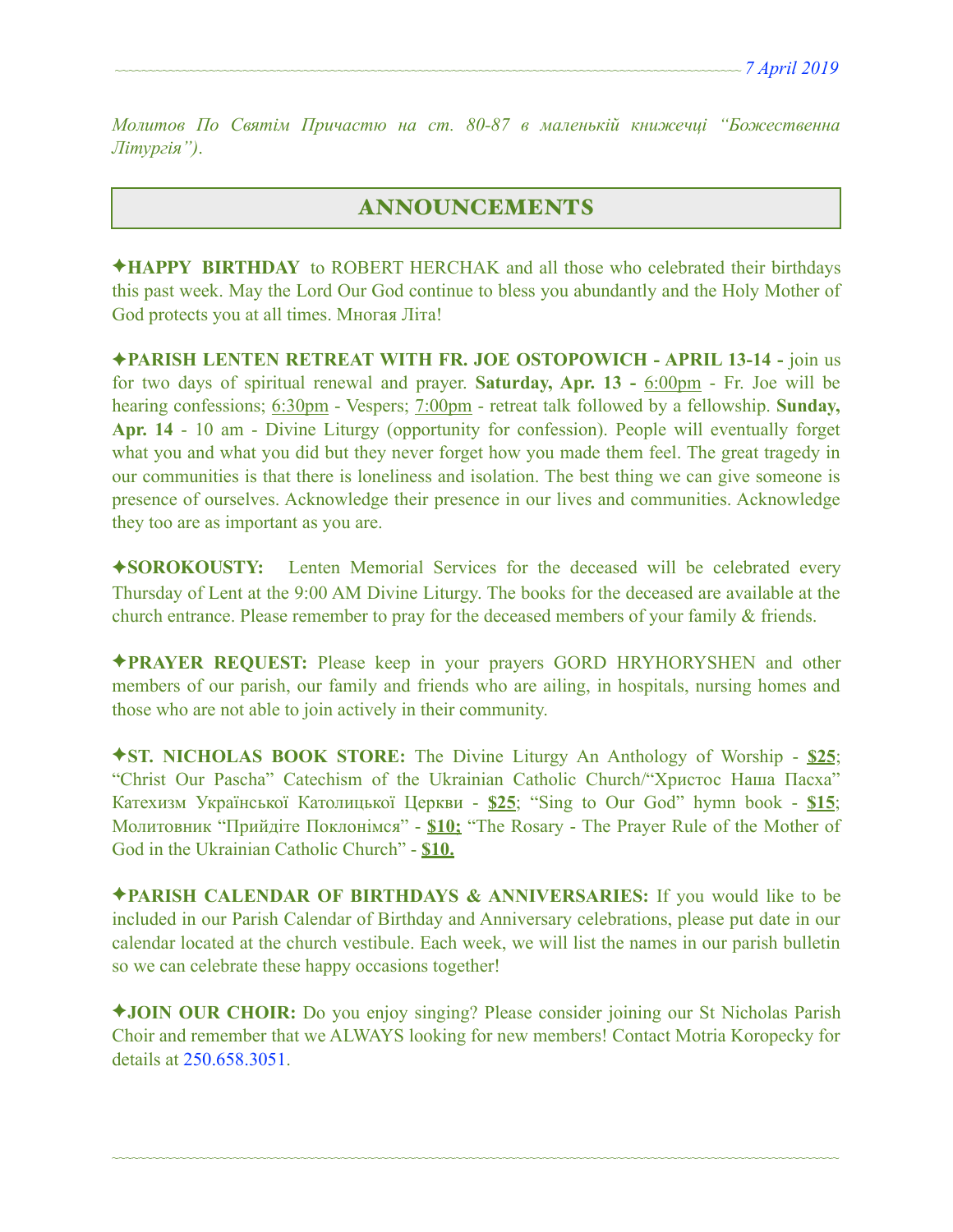*Молитов По Святім Причастю на ст. 80-87 в маленькій книжечці "Божественна Літургія").*

## ANNOUNCEMENTS

✦**HAPPY BIRTHDAY** to ROBERT HERCHAK and all those who celebrated their birthdays this past week. May the Lord Our God continue to bless you abundantly and the Holy Mother of God protects you at all times. Многая Літа!

✦**PARISH LENTEN RETREAT WITH FR. JOE OSTOPOWICH - APRIL 13-14 -** join us for two days of spiritual renewal and prayer. **Saturday, Apr. 13 -** 6:00pm - Fr. Joe will be hearing confessions; 6:30pm - Vespers; 7:00pm - retreat talk followed by a fellowship. **Sunday, Apr. 14** - 10 am - Divine Liturgy (opportunity for confession). People will eventually forget what you and what you did but they never forget how you made them feel. The great tragedy in our communities is that there is loneliness and isolation. The best thing we can give someone is presence of ourselves. Acknowledge their presence in our lives and communities. Acknowledge they too are as important as you are.

✦**SOROKOUSTY:** Lenten Memorial Services for the deceased will be celebrated every Thursday of Lent at the 9:00 AM Divine Liturgy. The books for the deceased are available at the church entrance. Please remember to pray for the deceased members of your family & friends.

✦**PRAYER REQUEST:** Please keep in your prayers GORD HRYHORYSHEN and other members of our parish, our family and friends who are ailing, in hospitals, nursing homes and those who are not able to join actively in their community.

✦**ST. NICHOLAS BOOK STORE:** The Divine Liturgy An Anthology of Worship - **$25**; "Christ Our Pascha" Catechism of the Ukrainian Catholic Church/"Христос Наша Пасха" Катехизм Української Католицької Церкви - **$25**; "Sing to Our God" hymn book - **$15**; Молитовник "Прийдіте Поклонімся" - **$10;** "The Rosary - The Prayer Rule of the Mother of God in the Ukrainian Catholic Church" - **$10.**

✦**PARISH CALENDAR OF BIRTHDAYS & ANNIVERSARIES:** If you would like to be included in our Parish Calendar of Birthday and Anniversary celebrations, please put date in our calendar located at the church vestibule. Each week, we will list the names in our parish bulletin so we can celebrate these happy occasions together!

✦**JOIN OUR CHOIR:** Do you enjoy singing? Please consider joining our St Nicholas Parish Choir and remember that we ALWAYS looking for new members! Contact Motria Koropecky for details at 250.658.3051.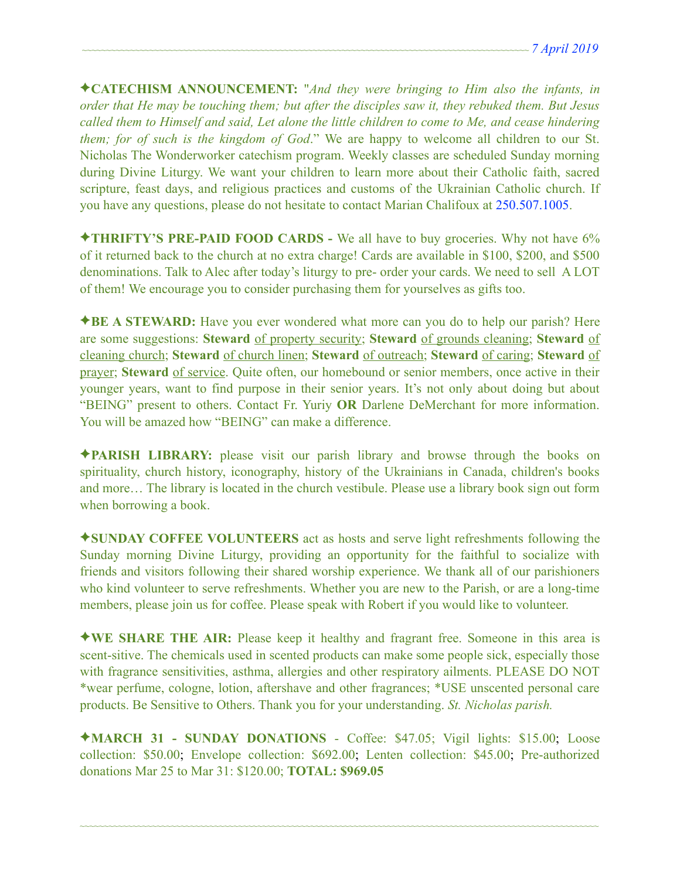✦**CATECHISM ANNOUNCEMENT:** "*And they were bringing to Him also the infants, in order that He may be touching them; but after the disciples saw it, they rebuked them. But Jesus called them to Himself and said, Let alone the little children to come to Me, and cease hindering them; for of such is the kingdom of God*." We are happy to welcome all children to our St. Nicholas The Wonderworker catechism program. Weekly classes are scheduled Sunday morning during Divine Liturgy. We want your children to learn more about their Catholic faith, sacred scripture, feast days, and religious practices and customs of the Ukrainian Catholic church. If you have any questions, please do not hesitate to contact Marian Chalifoux at 250.507.1005.

✦**THRIFTY'S PRE-PAID FOOD CARDS -** We all have to buy groceries. Why not have 6% of it returned back to the church at no extra charge! Cards are available in $100, $200, and $500 denominations. Talk to Alec after today's liturgy to pre- order your cards. We need to sell A LOT of them! We encourage you to consider purchasing them for yourselves as gifts too.

✦**BE A STEWARD:** Have you ever wondered what more can you do to help our parish? Here are some suggestions: **Steward** of property security; **Steward** of grounds cleaning; **Steward** of cleaning church; **Steward** of church linen; **Steward** of outreach; **Steward** of caring; **Steward** of prayer; **Steward** of service. Quite often, our homebound or senior members, once active in their younger years, want to find purpose in their senior years. It's not only about doing but about "BEING" present to others. Contact Fr. Yuriy **OR** Darlene DeMerchant for more information. You will be amazed how "BEING" can make a difference.

✦**PARISH LIBRARY:** please visit our parish library and browse through the books on spirituality, church history, iconography, history of the Ukrainians in Canada, children's books and more… The library is located in the church vestibule. Please use a library book sign out form when borrowing a book.

✦**SUNDAY COFFEE VOLUNTEERS** act as hosts and serve light refreshments following the Sunday morning Divine Liturgy, providing an opportunity for the faithful to socialize with friends and visitors following their shared worship experience. We thank all of our parishioners who kind volunteer to serve refreshments. Whether you are new to the Parish, or are a long-time members, please join us for coffee. Please speak with Robert if you would like to volunteer.

✦**WE SHARE THE AIR:** Please keep it healthy and fragrant free. Someone in this area is scent-sitive. The chemicals used in scented products can make some people sick, especially those with fragrance sensitivities, asthma, allergies and other respiratory ailments. PLEASE DO NOT *wear perfume, cologne, lotion, aftershave and other fragrances; *USE unscented personal care products. Be Sensitive to Others. Thank you for your understanding. *St. Nicholas parish.*

✦**MARCH 31 - SUNDAY DONATIONS** - Coffee: $47.05; Vigil lights: $15.00; Loose collection: $50.00; Envelope collection: $692.00; Lenten collection: $45.00; Pre-authorized donations Mar 25 to Mar 31: $120.00; **TOTAL: $969.05**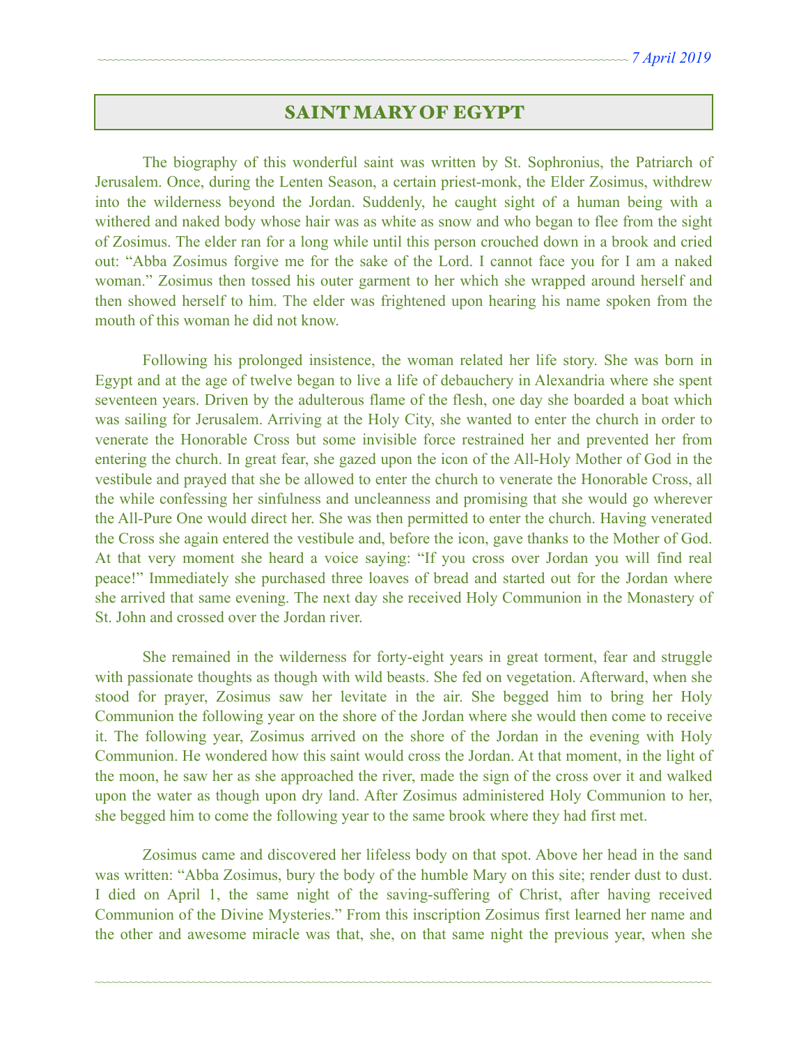## SAINT MARY OF EGYPT

The biography of this wonderful saint was written by St. Sophronius, the Patriarch of Jerusalem. Once, during the Lenten Season, a certain priest-monk, the Elder Zosimus, withdrew into the wilderness beyond the Jordan. Suddenly, he caught sight of a human being with a withered and naked body whose hair was as white as snow and who began to flee from the sight of Zosimus. The elder ran for a long while until this person crouched down in a brook and cried out: "Abba Zosimus forgive me for the sake of the Lord. I cannot face you for I am a naked woman." Zosimus then tossed his outer garment to her which she wrapped around herself and then showed herself to him. The elder was frightened upon hearing his name spoken from the mouth of this woman he did not know.

Following his prolonged insistence, the woman related her life story. She was born in Egypt and at the age of twelve began to live a life of debauchery in Alexandria where she spent seventeen years. Driven by the adulterous flame of the flesh, one day she boarded a boat which was sailing for Jerusalem. Arriving at the Holy City, she wanted to enter the church in order to venerate the Honorable Cross but some invisible force restrained her and prevented her from entering the church. In great fear, she gazed upon the icon of the All-Holy Mother of God in the vestibule and prayed that she be allowed to enter the church to venerate the Honorable Cross, all the while confessing her sinfulness and uncleanness and promising that she would go wherever the All-Pure One would direct her. She was then permitted to enter the church. Having venerated the Cross she again entered the vestibule and, before the icon, gave thanks to the Mother of God. At that very moment she heard a voice saying: "If you cross over Jordan you will find real peace!" Immediately she purchased three loaves of bread and started out for the Jordan where she arrived that same evening. The next day she received Holy Communion in the Monastery of St. John and crossed over the Jordan river.

She remained in the wilderness for forty-eight years in great torment, fear and struggle with passionate thoughts as though with wild beasts. She fed on vegetation. Afterward, when she stood for prayer, Zosimus saw her levitate in the air. She begged him to bring her Holy Communion the following year on the shore of the Jordan where she would then come to receive it. The following year, Zosimus arrived on the shore of the Jordan in the evening with Holy Communion. He wondered how this saint would cross the Jordan. At that moment, in the light of the moon, he saw her as she approached the river, made the sign of the cross over it and walked upon the water as though upon dry land. After Zosimus administered Holy Communion to her, she begged him to come the following year to the same brook where they had first met.

Zosimus came and discovered her lifeless body on that spot. Above her head in the sand was written: "Abba Zosimus, bury the body of the humble Mary on this site; render dust to dust. I died on April 1, the same night of the saving-suffering of Christ, after having received Communion of the Divine Mysteries." From this inscription Zosimus first learned her name and the other and awesome miracle was that, she, on that same night the previous year, when she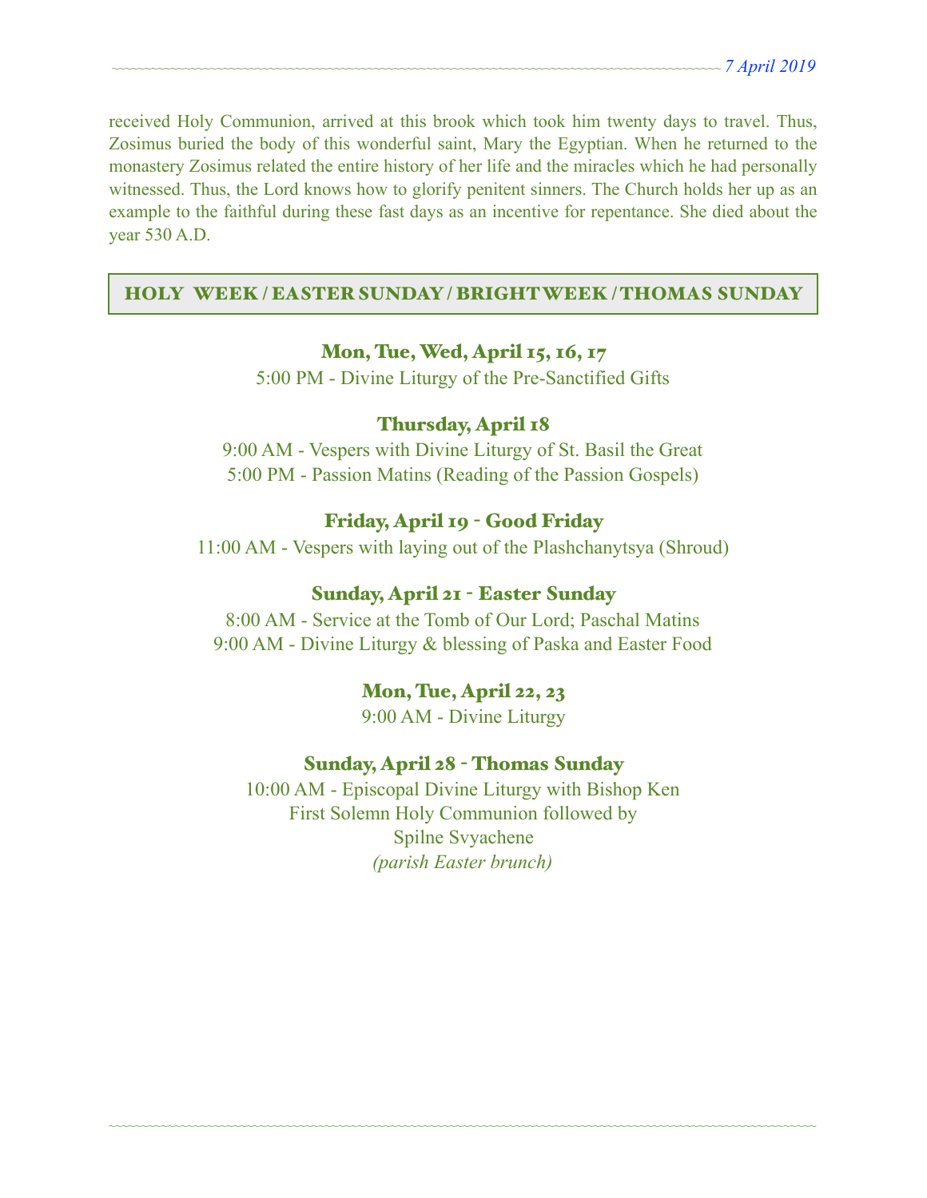received Holy Communion, arrived at this brook which took him twenty days to travel. Thus, Zosimus buried the body of this wonderful saint, Mary the Egyptian. When he returned to the monastery Zosimus related the entire history of her life and the miracles which he had personally witnessed. Thus, the Lord knows how to glorify penitent sinners. The Church holds her up as an example to the faithful during these fast days as an incentive for repentance. She died about the year 530 A.D.

## HOLY WEEK / EASTER SUNDAY / BRIGHT WEEK / THOMAS SUNDAY

### Mon, Tue, Wed, April 15, 16, 17

5:00 PM - Divine Liturgy of the Pre-Sanctified Gifts

### Thursday, April 18

9:00 AM - Vespers with Divine Liturgy of St. Basil the Great
5:00 PM - Passion Matins (Reading of the Passion Gospels)

### Friday, April 19 - Good Friday

11:00 AM - Vespers with laying out of the Plashchanytsya (Shroud)

### Sunday, April 21 - Easter Sunday

8:00 AM - Service at the Tomb of Our Lord; Paschal Matins
9:00 AM - Divine Liturgy & blessing of Paska and Easter Food

### Mon, Tue, April 22, 23

9:00 AM - Divine Liturgy

### Sunday, April 28 - Thomas Sunday

10:00 AM - Episcopal Divine Liturgy with Bishop Ken
First Solemn Holy Communion followed by
Spilne Svyachene
*(parish Easter brunch)*